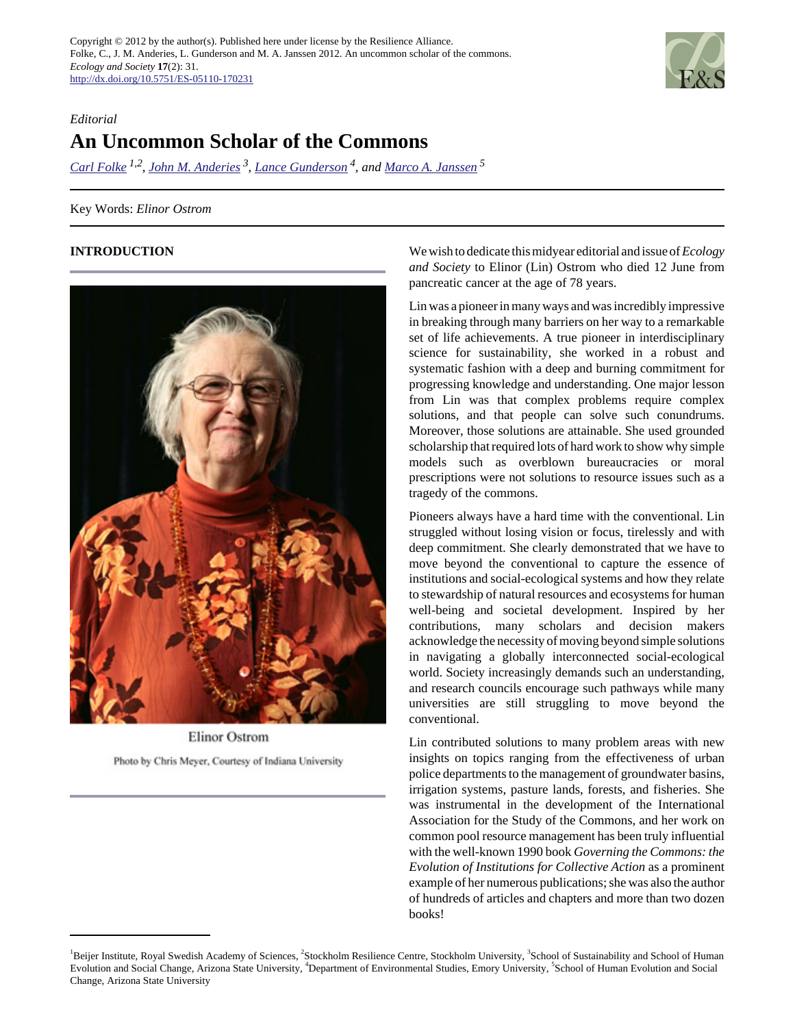Copyright © 2012 by the author(s). Published here under license by the Resilience Alliance.
Folke, C., J. M. Anderies, L. Gunderson and M. A. Janssen 2012. An uncommon scholar of the commons.
*Ecology and Society* **17**(2): 31.
http://dx.doi.org/10.5751/ES-05110-170231

*Editorial*

# An Uncommon Scholar of the Commons

Carl Folke [1,2], John M. Anderies [3], Lance Gunderson [4], and Marco A. Janssen [5]

Key Words: *Elinor Ostrom*

## INTRODUCTION

Elinor Ostrom

Photo by Chris Meyer, Courtesy of Indiana University

We wish to dedicate this midyear editorial and issue of *Ecology and Society* to Elinor (Lin) Ostrom who died 12 June from pancreatic cancer at the age of 78 years.

Lin was a pioneer in many ways and was incredibly impressive in breaking through many barriers on her way to a remarkable set of life achievements. A true pioneer in interdisciplinary science for sustainability, she worked in a robust and systematic fashion with a deep and burning commitment for progressing knowledge and understanding. One major lesson from Lin was that complex problems require complex solutions, and that people can solve such conundrums. Moreover, those solutions are attainable. She used grounded scholarship that required lots of hard work to show why simple models such as overblown bureaucracies or moral prescriptions were not solutions to resource issues such as a tragedy of the commons.

Pioneers always have a hard time with the conventional. Lin struggled without losing vision or focus, tirelessly and with deep commitment. She clearly demonstrated that we have to move beyond the conventional to capture the essence of institutions and social-ecological systems and how they relate to stewardship of natural resources and ecosystems for human well-being and societal development. Inspired by her contributions, many scholars and decision makers acknowledge the necessity of moving beyond simple solutions in navigating a globally interconnected social-ecological world. Society increasingly demands such an understanding, and research councils encourage such pathways while many universities are still struggling to move beyond the conventional.

Lin contributed solutions to many problem areas with new insights on topics ranging from the effectiveness of urban police departments to the management of groundwater basins, irrigation systems, pasture lands, forests, and fisheries. She was instrumental in the development of the International Association for the Study of the Commons, and her work on common pool resource management has been truly influential with the well-known 1990 book *Governing the Commons: the Evolution of Institutions for Collective Action* as a prominent example of her numerous publications; she was also the author of hundreds of articles and chapters and more than two dozen books!

[1] Beijer Institute, Royal Swedish Academy of Sciences, [2] Stockholm Resilience Centre, Stockholm University, [3] School of Sustainability and School of Human Evolution and Social Change, Arizona State University, [4] Department of Environmental Studies, Emory University, [5] School of Human Evolution and Social Change, Arizona State University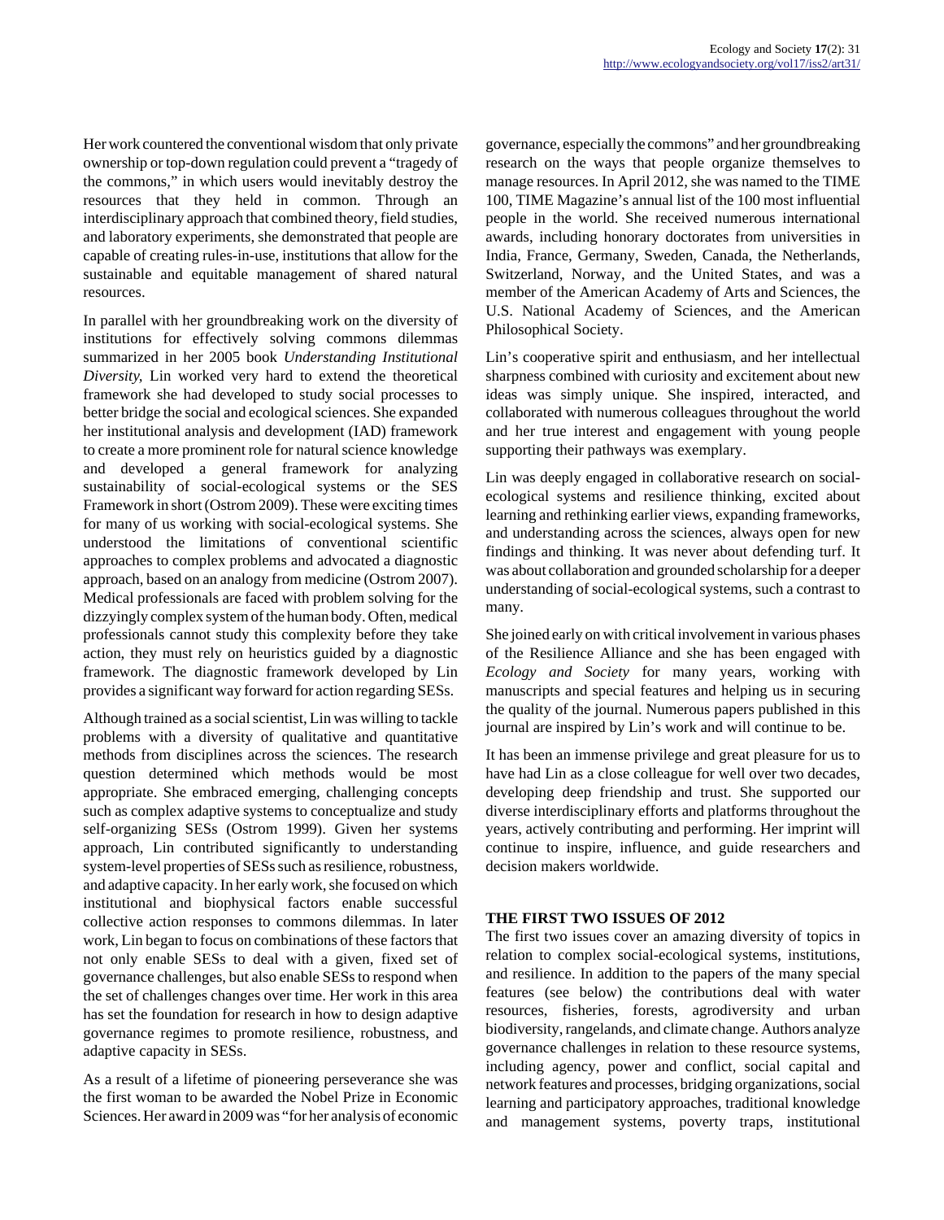Her work countered the conventional wisdom that only private ownership or top-down regulation could prevent a "tragedy of the commons," in which users would inevitably destroy the resources that they held in common. Through an interdisciplinary approach that combined theory, field studies, and laboratory experiments, she demonstrated that people are capable of creating rules-in-use, institutions that allow for the sustainable and equitable management of shared natural resources.

In parallel with her groundbreaking work on the diversity of institutions for effectively solving commons dilemmas summarized in her 2005 book *Understanding Institutional Diversity,* Lin worked very hard to extend the theoretical framework she had developed to study social processes to better bridge the social and ecological sciences. She expanded her institutional analysis and development (IAD) framework to create a more prominent role for natural science knowledge and developed a general framework for analyzing sustainability of social-ecological systems or the SES Framework in short (Ostrom 2009). These were exciting times for many of us working with social-ecological systems. She understood the limitations of conventional scientific approaches to complex problems and advocated a diagnostic approach, based on an analogy from medicine (Ostrom 2007). Medical professionals are faced with problem solving for the dizzyingly complex system of the human body. Often, medical professionals cannot study this complexity before they take action, they must rely on heuristics guided by a diagnostic framework. The diagnostic framework developed by Lin provides a significant way forward for action regarding SESs.

Although trained as a social scientist, Lin was willing to tackle problems with a diversity of qualitative and quantitative methods from disciplines across the sciences. The research question determined which methods would be most appropriate. She embraced emerging, challenging concepts such as complex adaptive systems to conceptualize and study self-organizing SESs (Ostrom 1999). Given her systems approach, Lin contributed significantly to understanding system-level properties of SESs such as resilience, robustness, and adaptive capacity. In her early work, she focused on which institutional and biophysical factors enable successful collective action responses to commons dilemmas. In later work, Lin began to focus on combinations of these factors that not only enable SESs to deal with a given, fixed set of governance challenges, but also enable SESs to respond when the set of challenges changes over time. Her work in this area has set the foundation for research in how to design adaptive governance regimes to promote resilience, robustness, and adaptive capacity in SESs.

As a result of a lifetime of pioneering perseverance she was the first woman to be awarded the Nobel Prize in Economic Sciences. Her award in 2009 was "for her analysis of economic governance, especially the commons" and her groundbreaking research on the ways that people organize themselves to manage resources. In April 2012, she was named to the TIME 100, TIME Magazine's annual list of the 100 most influential people in the world. She received numerous international awards, including honorary doctorates from universities in India, France, Germany, Sweden, Canada, the Netherlands, Switzerland, Norway, and the United States, and was a member of the American Academy of Arts and Sciences, the U.S. National Academy of Sciences, and the American Philosophical Society.

Lin's cooperative spirit and enthusiasm, and her intellectual sharpness combined with curiosity and excitement about new ideas was simply unique. She inspired, interacted, and collaborated with numerous colleagues throughout the world and her true interest and engagement with young people supporting their pathways was exemplary.

Lin was deeply engaged in collaborative research on social-ecological systems and resilience thinking, excited about learning and rethinking earlier views, expanding frameworks, and understanding across the sciences, always open for new findings and thinking. It was never about defending turf. It was about collaboration and grounded scholarship for a deeper understanding of social-ecological systems, such a contrast to many.

She joined early on with critical involvement in various phases of the Resilience Alliance and she has been engaged with *Ecology and Society* for many years, working with manuscripts and special features and helping us in securing the quality of the journal. Numerous papers published in this journal are inspired by Lin's work and will continue to be.

It has been an immense privilege and great pleasure for us to have had Lin as a close colleague for well over two decades, developing deep friendship and trust. She supported our diverse interdisciplinary efforts and platforms throughout the years, actively contributing and performing. Her imprint will continue to inspire, influence, and guide researchers and decision makers worldwide.

## THE FIRST TWO ISSUES OF 2012

The first two issues cover an amazing diversity of topics in relation to complex social-ecological systems, institutions, and resilience. In addition to the papers of the many special features (see below) the contributions deal with water resources, fisheries, forests, agrodiversity and urban biodiversity, rangelands, and climate change. Authors analyze governance challenges in relation to these resource systems, including agency, power and conflict, social capital and network features and processes, bridging organizations, social learning and participatory approaches, traditional knowledge and management systems, poverty traps, institutional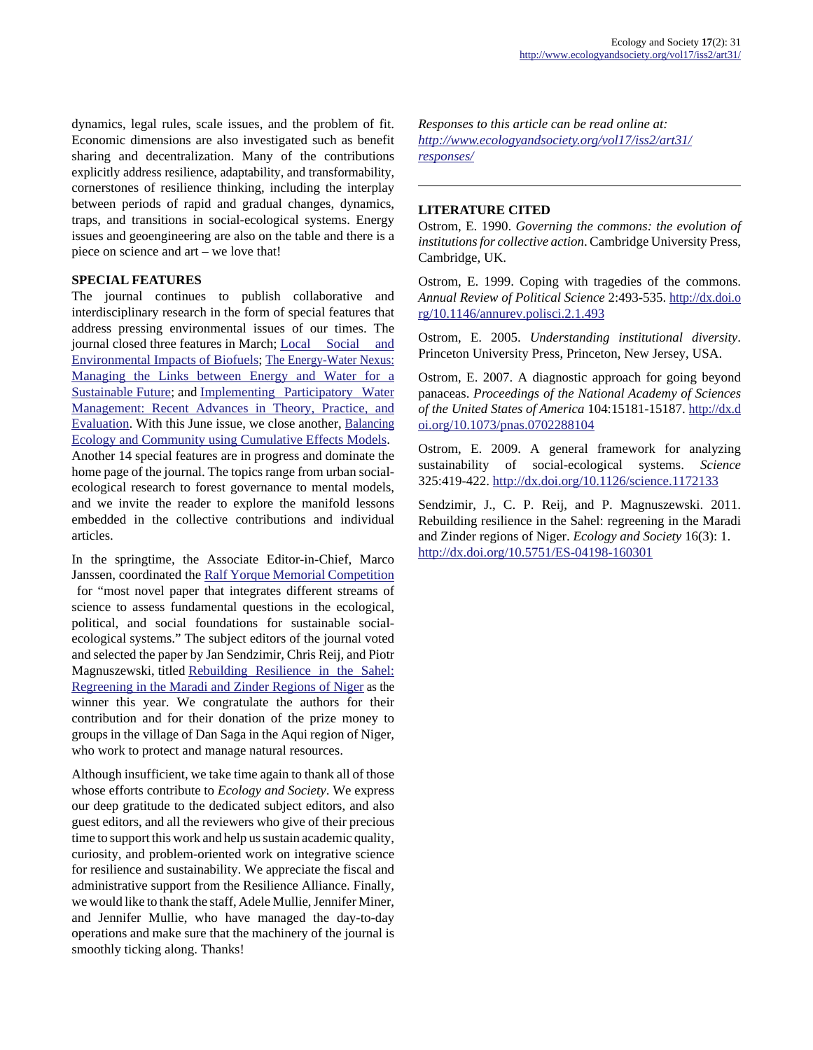dynamics, legal rules, scale issues, and the problem of fit. Economic dimensions are also investigated such as benefit sharing and decentralization. Many of the contributions explicitly address resilience, adaptability, and transformability, cornerstones of resilience thinking, including the interplay between periods of rapid and gradual changes, dynamics, traps, and transitions in social-ecological systems. Energy issues and geoengineering are also on the table and there is a piece on science and art – we love that!

## SPECIAL FEATURES

The journal continues to publish collaborative and interdisciplinary research in the form of special features that address pressing environmental issues of our times. The journal closed three features in March; Local Social and Environmental Impacts of Biofuels; The Energy-Water Nexus: Managing the Links between Energy and Water for a Sustainable Future; and Implementing Participatory Water Management: Recent Advances in Theory, Practice, and Evaluation. With this June issue, we close another, Balancing Ecology and Community using Cumulative Effects Models. Another 14 special features are in progress and dominate the home page of the journal. The topics range from urban social-ecological research to forest governance to mental models, and we invite the reader to explore the manifold lessons embedded in the collective contributions and individual articles.

In the springtime, the Associate Editor-in-Chief, Marco Janssen, coordinated the Ralf Yorque Memorial Competition for "most novel paper that integrates different streams of science to assess fundamental questions in the ecological, political, and social foundations for sustainable social-ecological systems." The subject editors of the journal voted and selected the paper by Jan Sendzimir, Chris Reij, and Piotr Magnuszewski, titled Rebuilding Resilience in the Sahel: Regreening in the Maradi and Zinder Regions of Niger as the winner this year. We congratulate the authors for their contribution and for their donation of the prize money to groups in the village of Dan Saga in the Aqui region of Niger, who work to protect and manage natural resources.

Although insufficient, we take time again to thank all of those whose efforts contribute to *Ecology and Society*. We express our deep gratitude to the dedicated subject editors, and also guest editors, and all the reviewers who give of their precious time to support this work and help us sustain academic quality, curiosity, and problem-oriented work on integrative science for resilience and sustainability. We appreciate the fiscal and administrative support from the Resilience Alliance. Finally, we would like to thank the staff, Adele Mullie, Jennifer Miner, and Jennifer Mullie, who have managed the day-to-day operations and make sure that the machinery of the journal is smoothly ticking along. Thanks!

*Responses to this article can be read online at:*
*http://www.ecologyandsociety.org/vol17/iss2/art31/responses/*

---

## LITERATURE CITED

Ostrom, E. 1990. *Governing the commons: the evolution of institutions for collective action*. Cambridge University Press, Cambridge, UK.

Ostrom, E. 1999. Coping with tragedies of the commons. *Annual Review of Political Science* 2:493-535. http://dx.doi.org/10.1146/annurev.polisci.2.1.493

Ostrom, E. 2005. *Understanding institutional diversity*. Princeton University Press, Princeton, New Jersey, USA.

Ostrom, E. 2007. A diagnostic approach for going beyond panaceas. *Proceedings of the National Academy of Sciences of the United States of America* 104:15181-15187. http://dx.doi.org/10.1073/pnas.0702288104

Ostrom, E. 2009. A general framework for analyzing sustainability of social-ecological systems. *Science* 325:419-422. http://dx.doi.org/10.1126/science.1172133

Sendzimir, J., C. P. Reij, and P. Magnuszewski. 2011. Rebuilding resilience in the Sahel: regreening in the Maradi and Zinder regions of Niger. *Ecology and Society* 16(3): 1. http://dx.doi.org/10.5751/ES-04198-160301